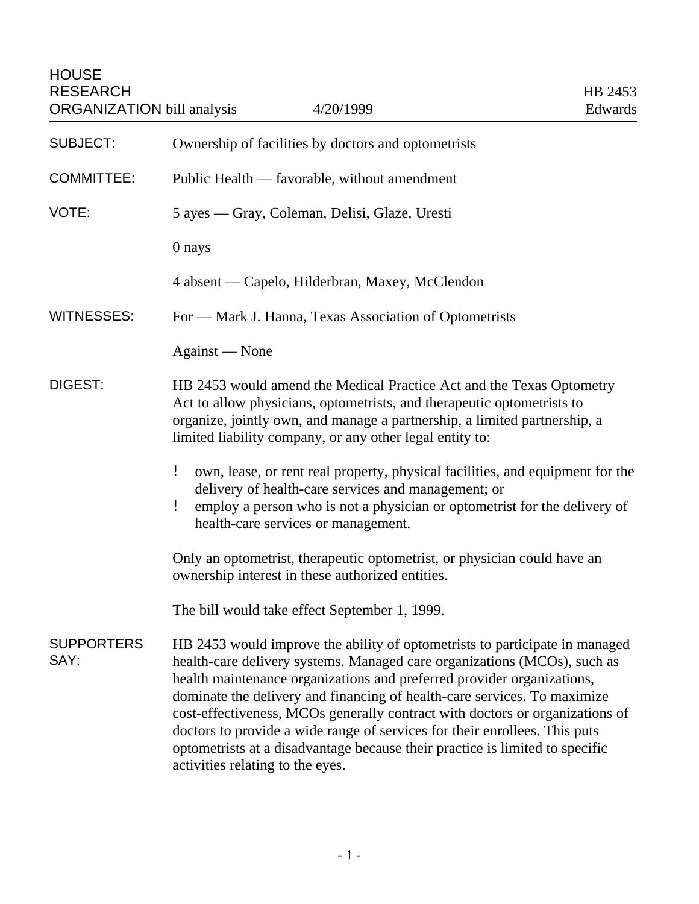HOUSE RESEARCH ORGANIZATION bill analysis — 4/20/1999 — HB 2453 Edwards

**SUBJECT:** Ownership of facilities by doctors and optometrists

**COMMITTEE:** Public Health — favorable, without amendment

**VOTE:** 5 ayes — Gray, Coleman, Delisi, Glaze, Uresti

0 nays

4 absent — Capelo, Hilderbran, Maxey, McClendon

**WITNESSES:** For — Mark J. Hanna, Texas Association of Optometrists

Against — None

**DIGEST:** HB 2453 would amend the Medical Practice Act and the Texas Optometry Act to allow physicians, optometrists, and therapeutic optometrists to organize, jointly own, and manage a partnership, a limited partnership, a limited liability company, or any other legal entity to:

- own, lease, or rent real property, physical facilities, and equipment for the delivery of health-care services and management; or
- employ a person who is not a physician or optometrist for the delivery of health-care services or management.

Only an optometrist, therapeutic optometrist, or physician could have an ownership interest in these authorized entities.

The bill would take effect September 1, 1999.

**SUPPORTERS SAY:** HB 2453 would improve the ability of optometrists to participate in managed health-care delivery systems. Managed care organizations (MCOs), such as health maintenance organizations and preferred provider organizations, dominate the delivery and financing of health-care services. To maximize cost-effectiveness, MCOs generally contract with doctors or organizations of doctors to provide a wide range of services for their enrollees. This puts optometrists at a disadvantage because their practice is limited to specific activities relating to the eyes.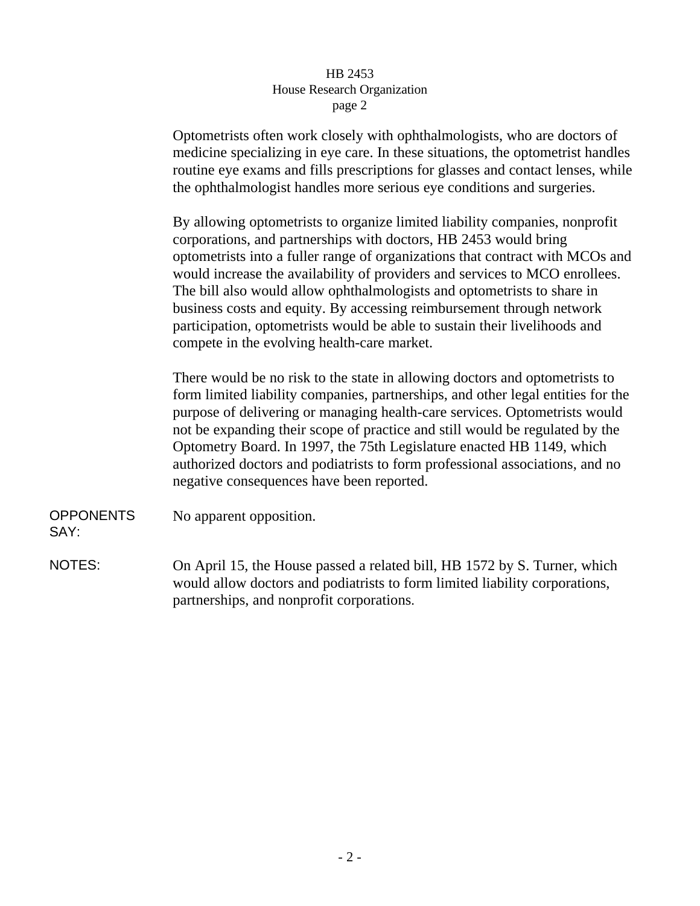Optometrists often work closely with ophthalmologists, who are doctors of medicine specializing in eye care. In these situations, the optometrist handles routine eye exams and fills prescriptions for glasses and contact lenses, while the ophthalmologist handles more serious eye conditions and surgeries.

By allowing optometrists to organize limited liability companies, nonprofit corporations, and partnerships with doctors, HB 2453 would bring optometrists into a fuller range of organizations that contract with MCOs and would increase the availability of providers and services to MCO enrollees. The bill also would allow ophthalmologists and optometrists to share in business costs and equity. By accessing reimbursement through network participation, optometrists would be able to sustain their livelihoods and compete in the evolving health-care market.

There would be no risk to the state in allowing doctors and optometrists to form limited liability companies, partnerships, and other legal entities for the purpose of delivering or managing health-care services. Optometrists would not be expanding their scope of practice and still would be regulated by the Optometry Board. In 1997, the 75th Legislature enacted HB 1149, which authorized doctors and podiatrists to form professional associations, and no negative consequences have been reported.

**OPPONENTS SAY:** No apparent opposition.

**NOTES:** On April 15, the House passed a related bill, HB 1572 by S. Turner, which would allow doctors and podiatrists to form limited liability corporations, partnerships, and nonprofit corporations.